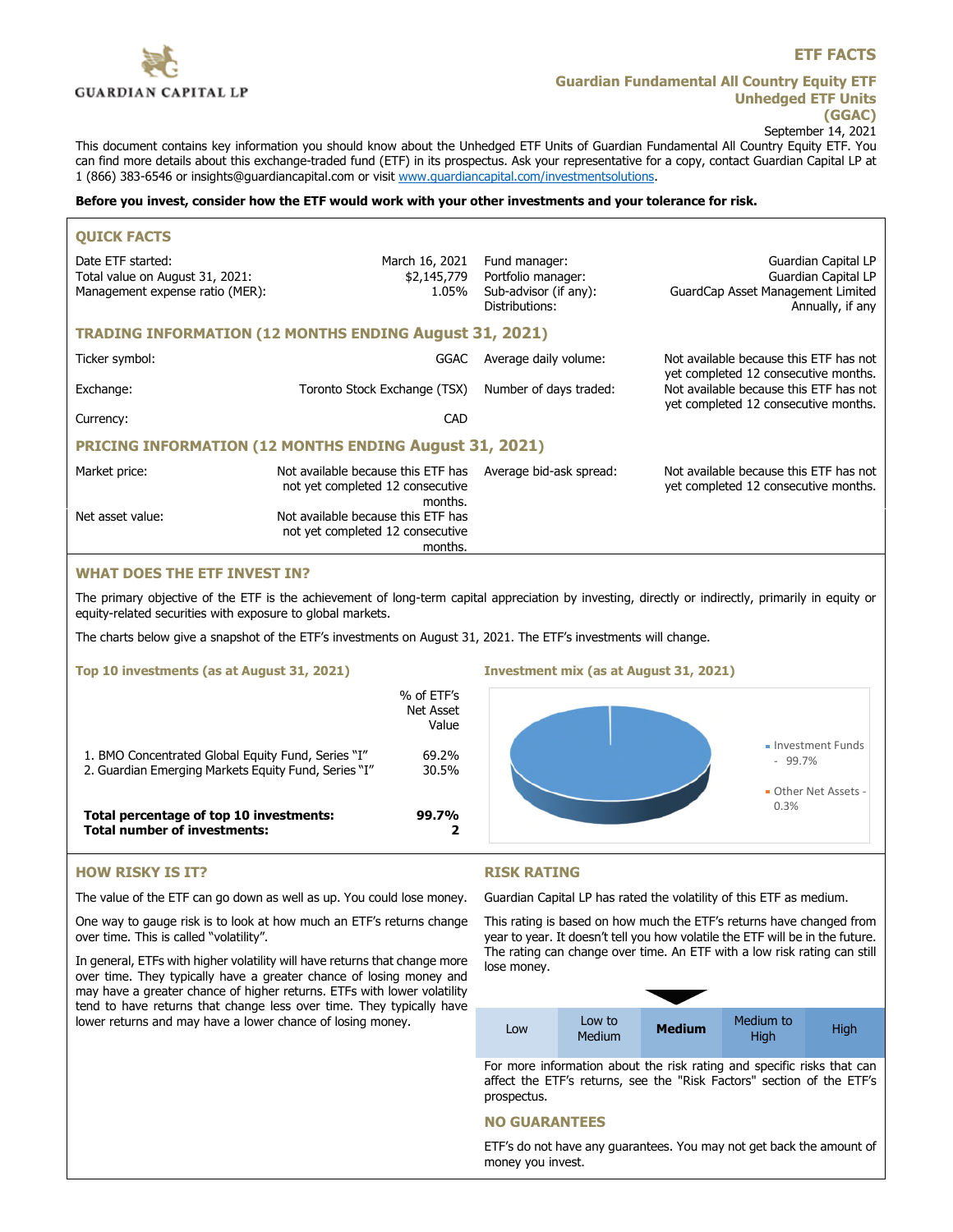GUARDIAN CAPITAL LP

# ETF FACTS

## Guardian Fundamental All Country Equity ETF Unhedged ETF Units (GGAC)

September 14, 2021

This document contains key information you should know about the Unhedged ETF Units of Guardian Fundamental All Country Equity ETF. You can find more details about this exchange-traded fund (ETF) in its prospectus. Ask your representative for a copy, contact Guardian Capital LP at 1 (866) 383-6546 or insights@guardiancapital.com or visit www.guardiancapital.com/investmentsolutions.

**Before you invest, consider how the ETF would work with your other investments and your tolerance for risk.**

### QUICK FACTS

| | | | |
|---|---|---|---|
| Date ETF started: | March 16, 2021 | Fund manager: | Guardian Capital LP |
| Total value on August 31, 2021: | $2,145,779 | Portfolio manager: | Guardian Capital LP |
| Management expense ratio (MER): | 1.05% | Sub-advisor (if any): | GuardCap Asset Management Limited |
| | | Distributions: | Annually, if any |

### TRADING INFORMATION (12 MONTHS ENDING August 31, 2021)

| | | | |
|---|---|---|---|
| Ticker symbol: | GGAC | Average daily volume: | Not available because this ETF has not yet completed 12 consecutive months. |
| Exchange: | Toronto Stock Exchange (TSX) | Number of days traded: | Not available because this ETF has not yet completed 12 consecutive months. |
| Currency: | CAD | | |

### PRICING INFORMATION (12 MONTHS ENDING August 31, 2021)

| | | | |
|---|---|---|---|
| Market price: | Not available because this ETF has not yet completed 12 consecutive months. | Average bid-ask spread: | Not available because this ETF has not yet completed 12 consecutive months. |
| Net asset value: | Not available because this ETF has not yet completed 12 consecutive months. | | |

### WHAT DOES THE ETF INVEST IN?

The primary objective of the ETF is the achievement of long-term capital appreciation by investing, directly or indirectly, primarily in equity or equity-related securities with exposure to global markets.

The charts below give a snapshot of the ETF's investments on August 31, 2021. The ETF's investments will change.

#### Top 10 investments (as at August 31, 2021)

| | % of ETF's Net Asset Value |
|---|---|
| 1. BMO Concentrated Global Equity Fund, Series "I" | 69.2% |
| 2. Guardian Emerging Markets Equity Fund, Series "I" | 30.5% |
| **Total percentage of top 10 investments:** | **99.7%** |
| **Total number of investments:** | **2** |

#### Investment mix (as at August 31, 2021)

- Investment Funds - 99.7%
- Other Net Assets - 0.3%

### HOW RISKY IS IT?

The value of the ETF can go down as well as up. You could lose money.

One way to gauge risk is to look at how much an ETF's returns change over time. This is called "volatility".

In general, ETFs with higher volatility will have returns that change more over time. They typically have a greater chance of losing money and may have a greater chance of higher returns. ETFs with lower volatility tend to have returns that change less over time. They typically have lower returns and may have a lower chance of losing money.

### RISK RATING

Guardian Capital LP has rated the volatility of this ETF as medium.

This rating is based on how much the ETF's returns have changed from year to year. It doesn't tell you how volatile the ETF will be in the future. The rating can change over time. An ETF with a low risk rating can still lose money.

| Low | Low to Medium | **Medium** | Medium to High | High |
|---|---|---|---|---|

For more information about the risk rating and specific risks that can affect the ETF's returns, see the "Risk Factors" section of the ETF's prospectus.

### NO GUARANTEES

ETF's do not have any guarantees. You may not get back the amount of money you invest.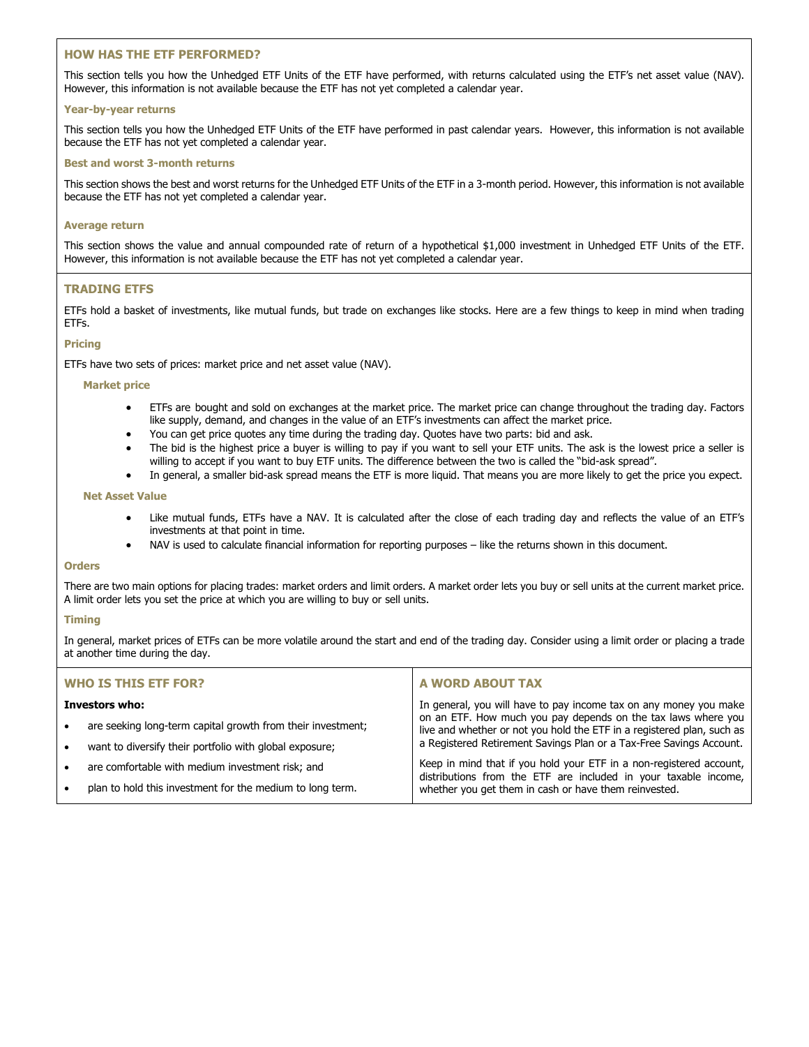## HOW HAS THE ETF PERFORMED?

This section tells you how the Unhedged ETF Units of the ETF have performed, with returns calculated using the ETF's net asset value (NAV). However, this information is not available because the ETF has not yet completed a calendar year.

### Year-by-year returns

This section tells you how the Unhedged ETF Units of the ETF have performed in past calendar years. However, this information is not available because the ETF has not yet completed a calendar year.

### Best and worst 3-month returns

This section shows the best and worst returns for the Unhedged ETF Units of the ETF in a 3-month period. However, this information is not available because the ETF has not yet completed a calendar year.

### Average return

This section shows the value and annual compounded rate of return of a hypothetical $1,000 investment in Unhedged ETF Units of the ETF. However, this information is not available because the ETF has not yet completed a calendar year.

## TRADING ETFS

ETFs hold a basket of investments, like mutual funds, but trade on exchanges like stocks. Here are a few things to keep in mind when trading ETFs.

### Pricing

ETFs have two sets of prices: market price and net asset value (NAV).

#### Market price

- ETFs are bought and sold on exchanges at the market price. The market price can change throughout the trading day. Factors like supply, demand, and changes in the value of an ETF's investments can affect the market price.
- You can get price quotes any time during the trading day. Quotes have two parts: bid and ask.
- The bid is the highest price a buyer is willing to pay if you want to sell your ETF units. The ask is the lowest price a seller is willing to accept if you want to buy ETF units. The difference between the two is called the "bid-ask spread".
- In general, a smaller bid-ask spread means the ETF is more liquid. That means you are more likely to get the price you expect.

#### Net Asset Value

- Like mutual funds, ETFs have a NAV. It is calculated after the close of each trading day and reflects the value of an ETF's investments at that point in time.
- NAV is used to calculate financial information for reporting purposes – like the returns shown in this document.

### Orders

There are two main options for placing trades: market orders and limit orders. A market order lets you buy or sell units at the current market price. A limit order lets you set the price at which you are willing to buy or sell units.

### Timing

In general, market prices of ETFs can be more volatile around the start and end of the trading day. Consider using a limit order or placing a trade at another time during the day.

## WHO IS THIS ETF FOR?

**Investors who:**

- are seeking long-term capital growth from their investment;
- want to diversify their portfolio with global exposure;
- are comfortable with medium investment risk; and
- plan to hold this investment for the medium to long term.

## A WORD ABOUT TAX

In general, you will have to pay income tax on any money you make on an ETF. How much you pay depends on the tax laws where you live and whether or not you hold the ETF in a registered plan, such as a Registered Retirement Savings Plan or a Tax-Free Savings Account.

Keep in mind that if you hold your ETF in a non-registered account, distributions from the ETF are included in your taxable income, whether you get them in cash or have them reinvested.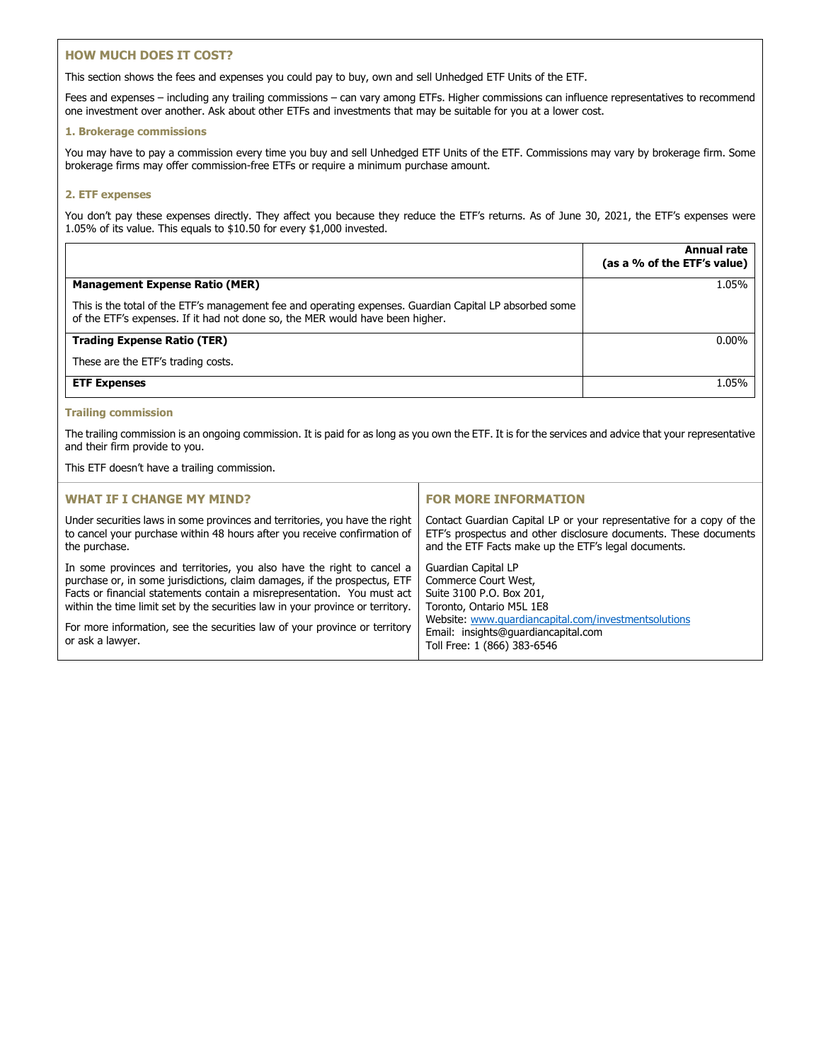## HOW MUCH DOES IT COST?

This section shows the fees and expenses you could pay to buy, own and sell Unhedged ETF Units of the ETF.

Fees and expenses – including any trailing commissions – can vary among ETFs. Higher commissions can influence representatives to recommend one investment over another. Ask about other ETFs and investments that may be suitable for you at a lower cost.

### 1. Brokerage commissions

You may have to pay a commission every time you buy and sell Unhedged ETF Units of the ETF. Commissions may vary by brokerage firm. Some brokerage firms may offer commission-free ETFs or require a minimum purchase amount.

### 2. ETF expenses

You don't pay these expenses directly. They affect you because they reduce the ETF's returns. As of June 30, 2021, the ETF's expenses were 1.05% of its value. This equals to $10.50 for every $1,000 invested.

| | **Annual rate (as a % of the ETF's value)** |
|---|---|
| **Management Expense Ratio (MER)**<br><br>This is the total of the ETF's management fee and operating expenses. Guardian Capital LP absorbed some of the ETF's expenses. If it had not done so, the MER would have been higher. | 1.05% |
| **Trading Expense Ratio (TER)**<br><br>These are the ETF's trading costs. | 0.00% |
| **ETF Expenses** | 1.05% |

### Trailing commission

The trailing commission is an ongoing commission. It is paid for as long as you own the ETF. It is for the services and advice that your representative and their firm provide to you.

This ETF doesn't have a trailing commission.

## WHAT IF I CHANGE MY MIND?

Under securities laws in some provinces and territories, you have the right to cancel your purchase within 48 hours after you receive confirmation of the purchase.

In some provinces and territories, you also have the right to cancel a purchase or, in some jurisdictions, claim damages, if the prospectus, ETF Facts or financial statements contain a misrepresentation. You must act within the time limit set by the securities law in your province or territory.

For more information, see the securities law of your province or territory or ask a lawyer.

## FOR MORE INFORMATION

Contact Guardian Capital LP or your representative for a copy of the ETF's prospectus and other disclosure documents. These documents and the ETF Facts make up the ETF's legal documents.

Guardian Capital LP
Commerce Court West,
Suite 3100 P.O. Box 201,
Toronto, Ontario M5L 1E8
Website: www.guardiancapital.com/investmentsolutions
Email: insights@guardiancapital.com
Toll Free: 1 (866) 383-6546